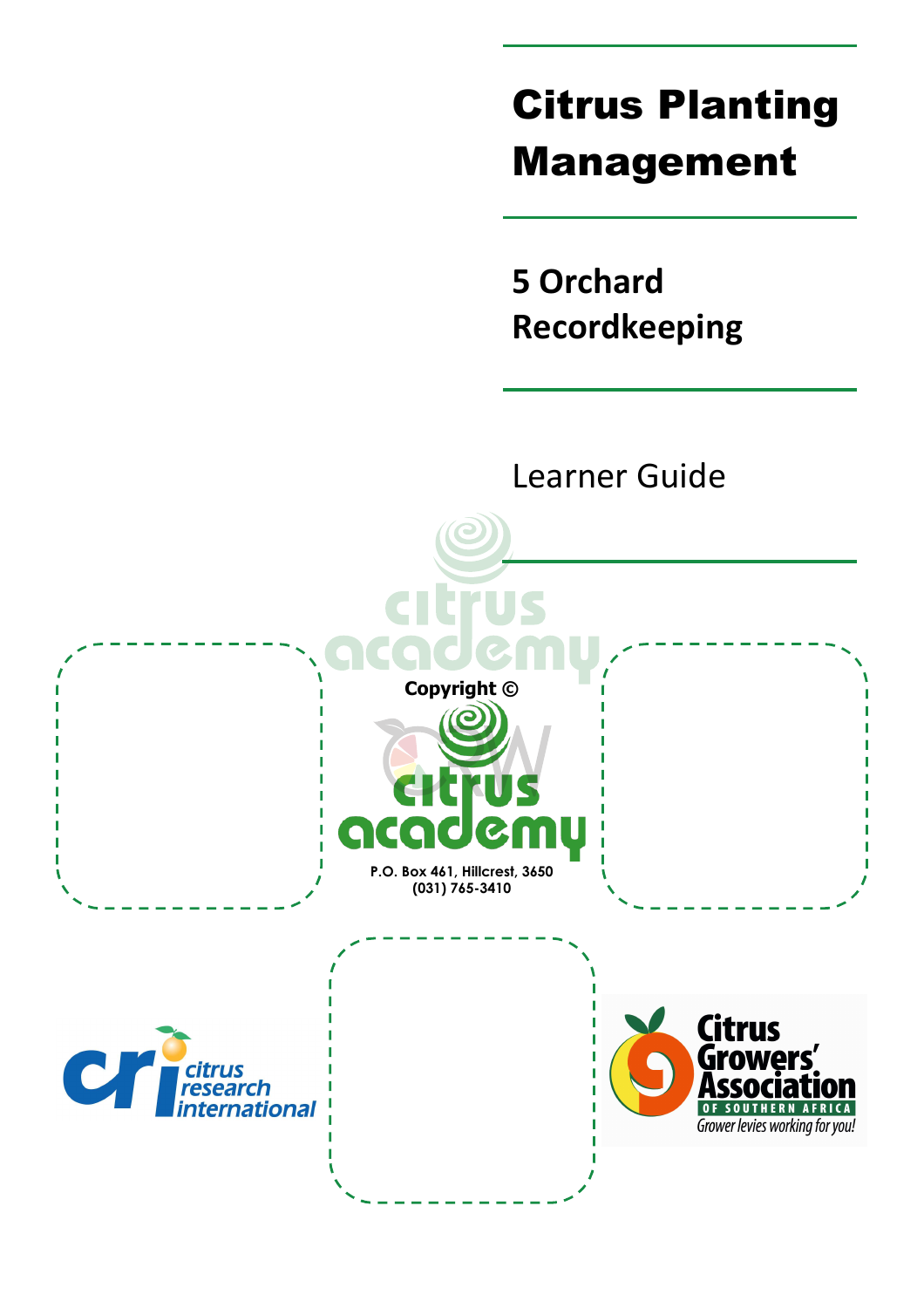# Citrus Planting Management

## 5 Orchard Recordkeeping

Learner Guide

Copyright ©

P.O. Box 461, Hillcrest, 3650
(031) 765-3410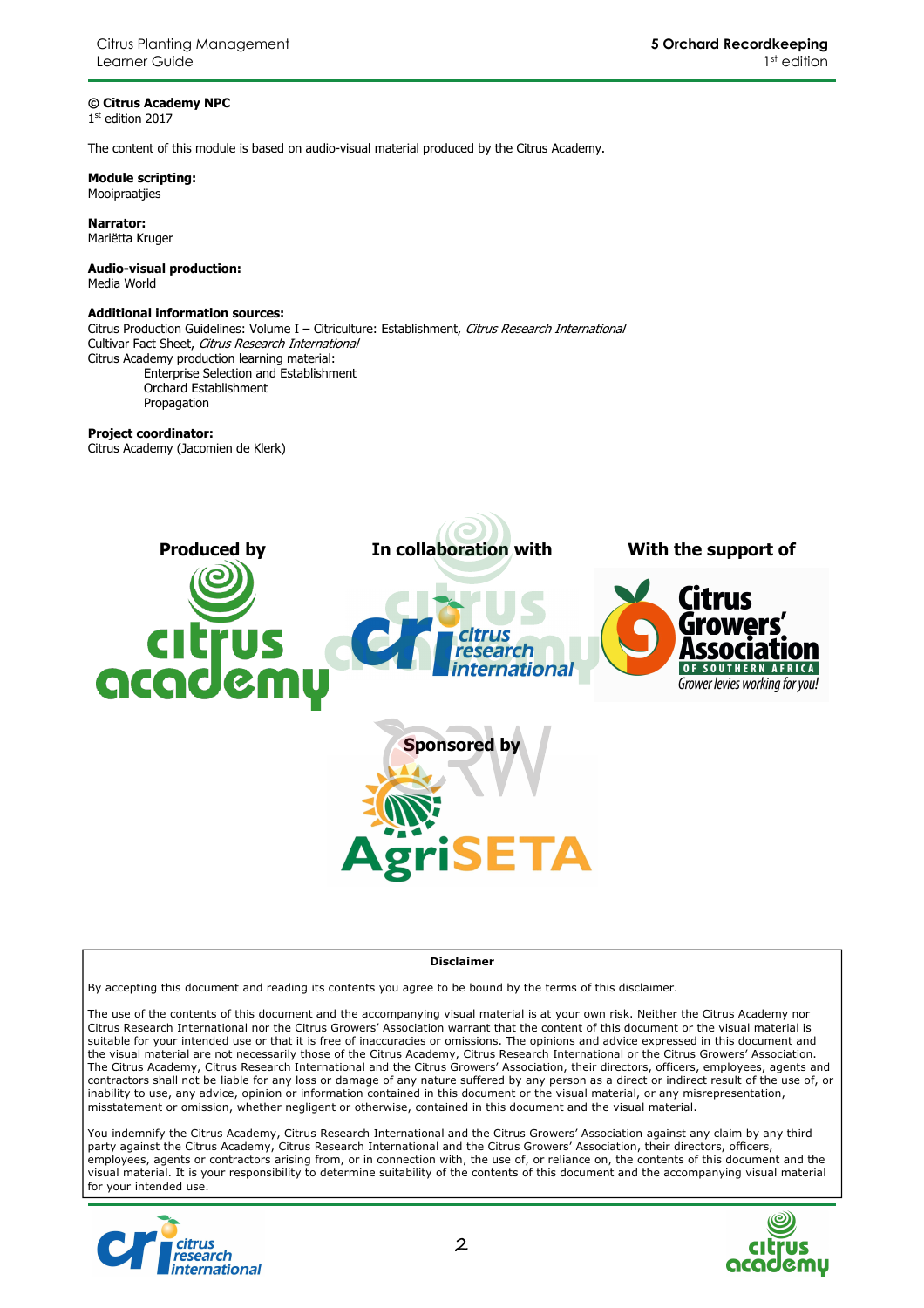**© Citrus Academy NPC**
1st edition 2017

The content of this module is based on audio-visual material produced by the Citrus Academy.

**Module scripting:**
Mooipraatjies

**Narrator:**
Mariëtta Kruger

**Audio-visual production:**
Media World

**Additional information sources:**
Citrus Production Guidelines: Volume I – Citriculture: Establishment, *Citrus Research International*
Cultivar Fact Sheet, *Citrus Research International*
Citrus Academy production learning material:
- Enterprise Selection and Establishment
- Orchard Establishment
- Propagation

**Project coordinator:**
Citrus Academy (Jacomien de Klerk)

**Produced by** citrus academy

**In collaboration with** citrus research international

**With the support of** Citrus Growers' Association of Southern Africa – Grower levies working for you!

**Sponsored by** AgriSETA

**Disclaimer**

By accepting this document and reading its contents you agree to be bound by the terms of this disclaimer.

The use of the contents of this document and the accompanying visual material is at your own risk. Neither the Citrus Academy nor Citrus Research International nor the Citrus Growers' Association warrant that the content of this document or the visual material is suitable for your intended use or that it is free of inaccuracies or omissions. The opinions and advice expressed in this document and the visual material are not necessarily those of the Citrus Academy, Citrus Research International or the Citrus Growers' Association. The Citrus Academy, Citrus Research International and the Citrus Growers' Association, their directors, officers, employees, agents and contractors shall not be liable for any loss or damage of any nature suffered by any person as a direct or indirect result of the use of, or inability to use, any advice, opinion or information contained in this document or the visual material, or any misrepresentation, misstatement or omission, whether negligent or otherwise, contained in this document and the visual material.

You indemnify the Citrus Academy, Citrus Research International and the Citrus Growers' Association against any claim by any third party against the Citrus Academy, Citrus Research International and the Citrus Growers' Association, their directors, officers, employees, agents or contractors arising from, or in connection with, the use of, or reliance on, the contents of this document and the visual material. It is your responsibility to determine suitability of the contents of this document and the accompanying visual material for your intended use.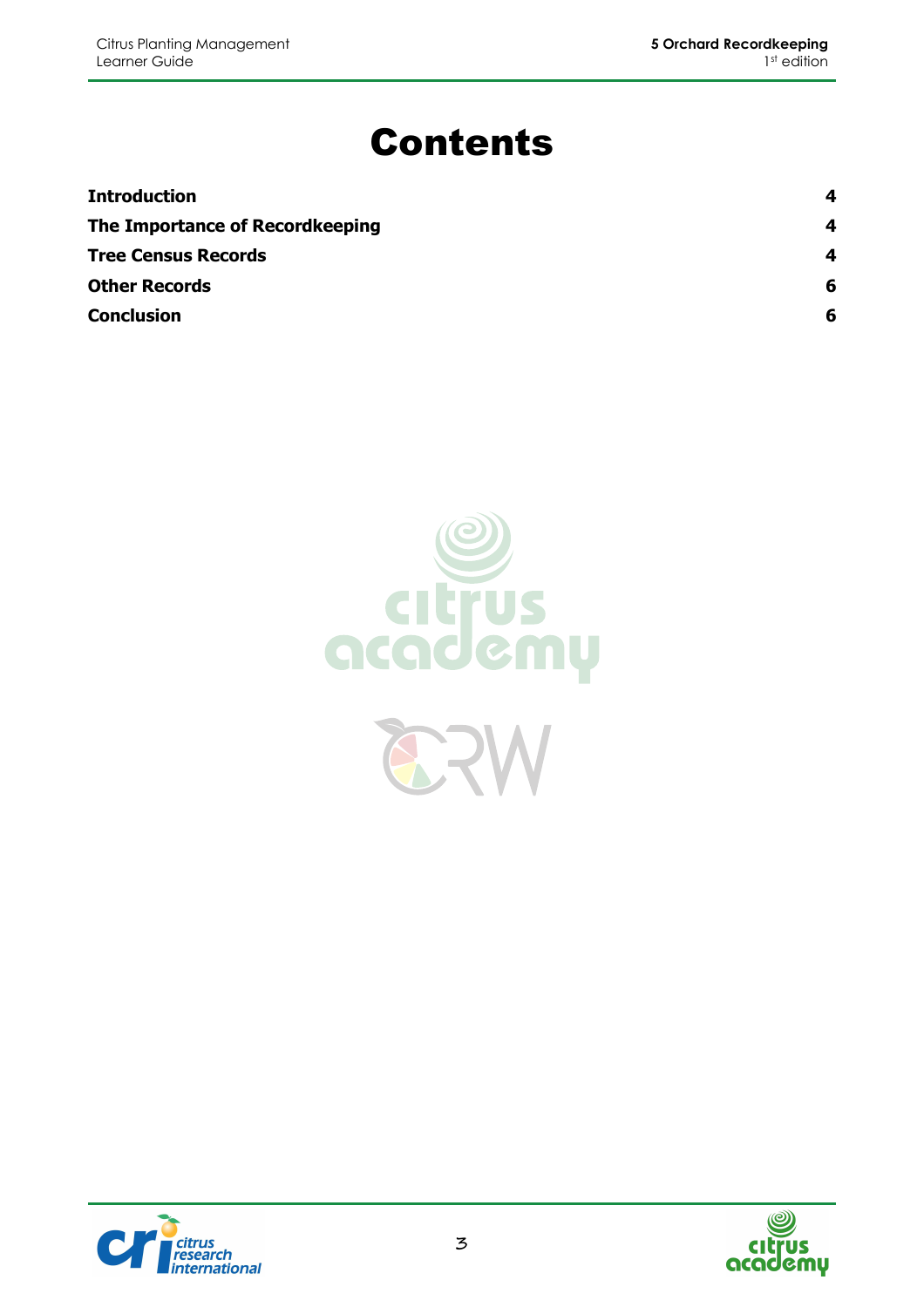# Contents

| | |
|---|---|
| **Introduction** | **4** |
| **The Importance of Recordkeeping** | **4** |
| **Tree Census Records** | **4** |
| **Other Records** | **6** |
| **Conclusion** | **6** |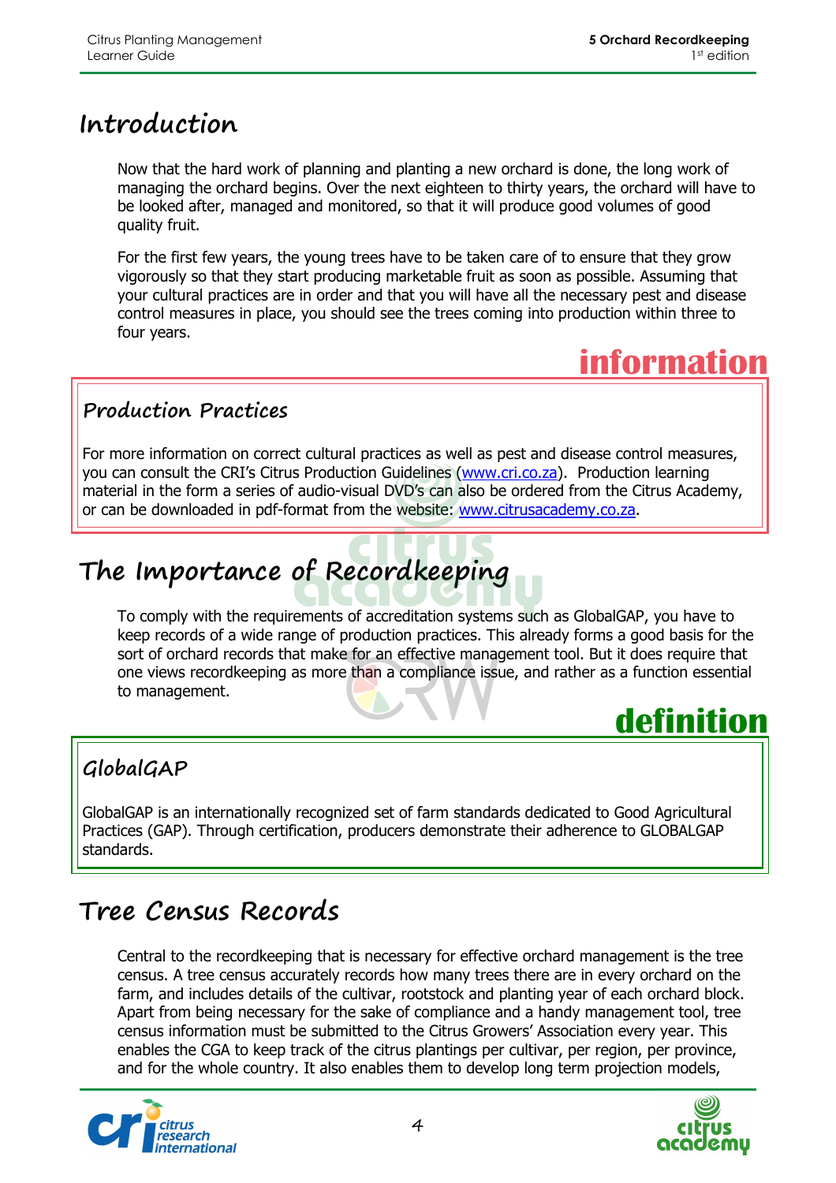# Introduction

Now that the hard work of planning and planting a new orchard is done, the long work of managing the orchard begins. Over the next eighteen to thirty years, the orchard will have to be looked after, managed and monitored, so that it will produce good volumes of good quality fruit.

For the first few years, the young trees have to be taken care of to ensure that they grow vigorously so that they start producing marketable fruit as soon as possible. Assuming that your cultural practices are in order and that you will have all the necessary pest and disease control measures in place, you should see the trees coming into production within three to four years.

**information**

### Production Practices

For more information on correct cultural practices as well as pest and disease control measures, you can consult the CRI's Citrus Production Guidelines (www.cri.co.za). Production learning material in the form a series of audio-visual DVD's can also be ordered from the Citrus Academy, or can be downloaded in pdf-format from the website: www.citrusacademy.co.za.

# The Importance of Recordkeeping

To comply with the requirements of accreditation systems such as GlobalGAP, you have to keep records of a wide range of production practices. This already forms a good basis for the sort of orchard records that make for an effective management tool. But it does require that one views recordkeeping as more than a compliance issue, and rather as a function essential to management.

**definition**

### GlobalGAP

GlobalGAP is an internationally recognized set of farm standards dedicated to Good Agricultural Practices (GAP). Through certification, producers demonstrate their adherence to GLOBALGAP standards.

# Tree Census Records

Central to the recordkeeping that is necessary for effective orchard management is the tree census. A tree census accurately records how many trees there are in every orchard on the farm, and includes details of the cultivar, rootstock and planting year of each orchard block. Apart from being necessary for the sake of compliance and a handy management tool, tree census information must be submitted to the Citrus Growers' Association every year. This enables the CGA to keep track of the citrus plantings per cultivar, per region, per province, and for the whole country. It also enables them to develop long term projection models,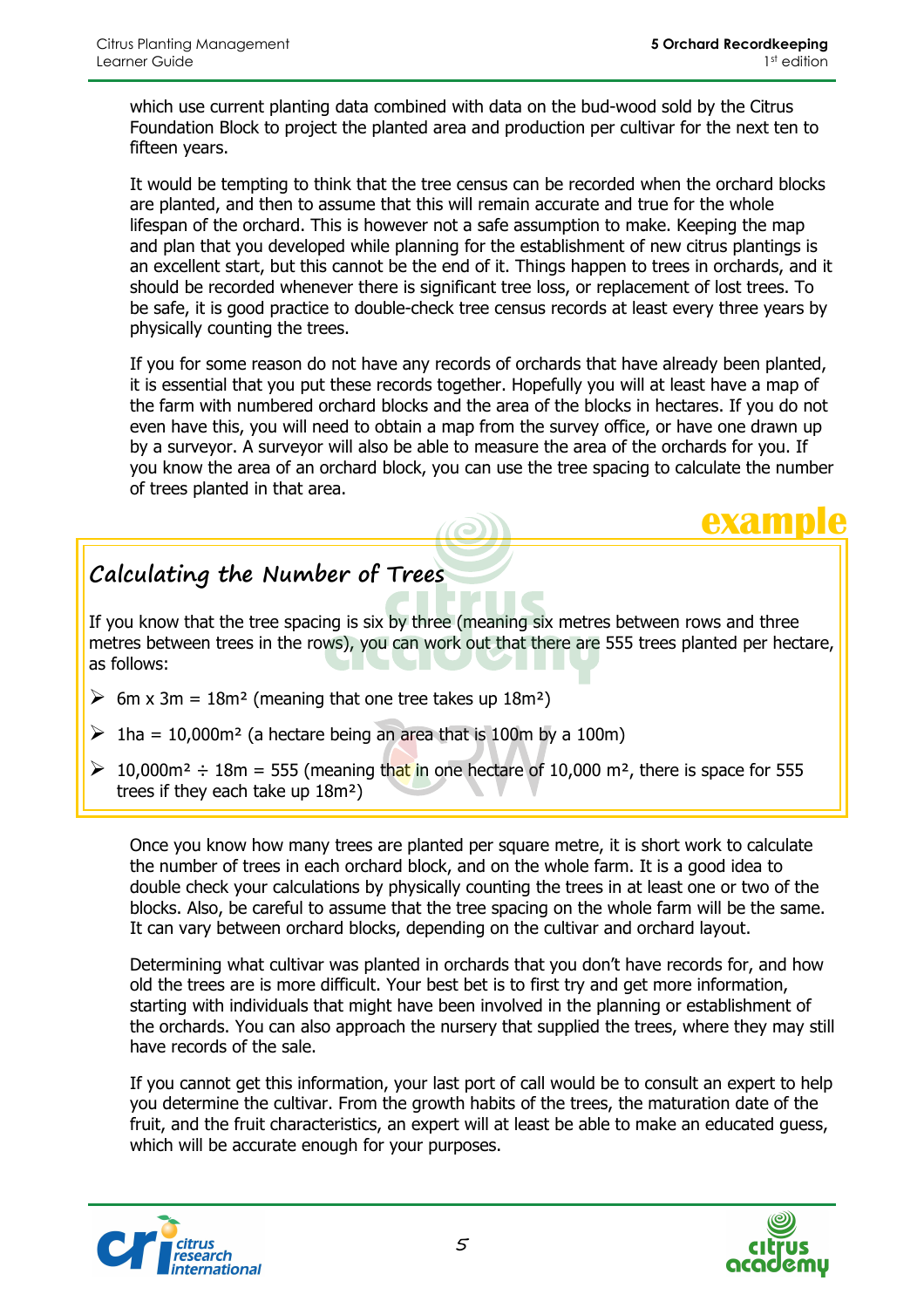which use current planting data combined with data on the bud-wood sold by the Citrus Foundation Block to project the planted area and production per cultivar for the next ten to fifteen years.

It would be tempting to think that the tree census can be recorded when the orchard blocks are planted, and then to assume that this will remain accurate and true for the whole lifespan of the orchard. This is however not a safe assumption to make. Keeping the map and plan that you developed while planning for the establishment of new citrus plantings is an excellent start, but this cannot be the end of it. Things happen to trees in orchards, and it should be recorded whenever there is significant tree loss, or replacement of lost trees. To be safe, it is good practice to double-check tree census records at least every three years by physically counting the trees.

If you for some reason do not have any records of orchards that have already been planted, it is essential that you put these records together. Hopefully you will at least have a map of the farm with numbered orchard blocks and the area of the blocks in hectares. If you do not even have this, you will need to obtain a map from the survey office, or have one drawn up by a surveyor. A surveyor will also be able to measure the area of the orchards for you. If you know the area of an orchard block, you can use the tree spacing to calculate the number of trees planted in that area.

**example**

### Calculating the Number of Trees

If you know that the tree spacing is six by three (meaning six metres between rows and three metres between trees in the rows), you can work out that there are 555 trees planted per hectare, as follows:

- 6m x 3m = 18m² (meaning that one tree takes up 18m²)
- 1ha = 10,000m² (a hectare being an area that is 100m by a 100m)
- 10,000m² ÷ 18m = 555 (meaning that in one hectare of 10,000 m², there is space for 555 trees if they each take up 18m²)

Once you know how many trees are planted per square metre, it is short work to calculate the number of trees in each orchard block, and on the whole farm. It is a good idea to double check your calculations by physically counting the trees in at least one or two of the blocks. Also, be careful to assume that the tree spacing on the whole farm will be the same. It can vary between orchard blocks, depending on the cultivar and orchard layout.

Determining what cultivar was planted in orchards that you don't have records for, and how old the trees are is more difficult. Your best bet is to first try and get more information, starting with individuals that might have been involved in the planning or establishment of the orchards. You can also approach the nursery that supplied the trees, where they may still have records of the sale.

If you cannot get this information, your last port of call would be to consult an expert to help you determine the cultivar. From the growth habits of the trees, the maturation date of the fruit, and the fruit characteristics, an expert will at least be able to make an educated guess, which will be accurate enough for your purposes.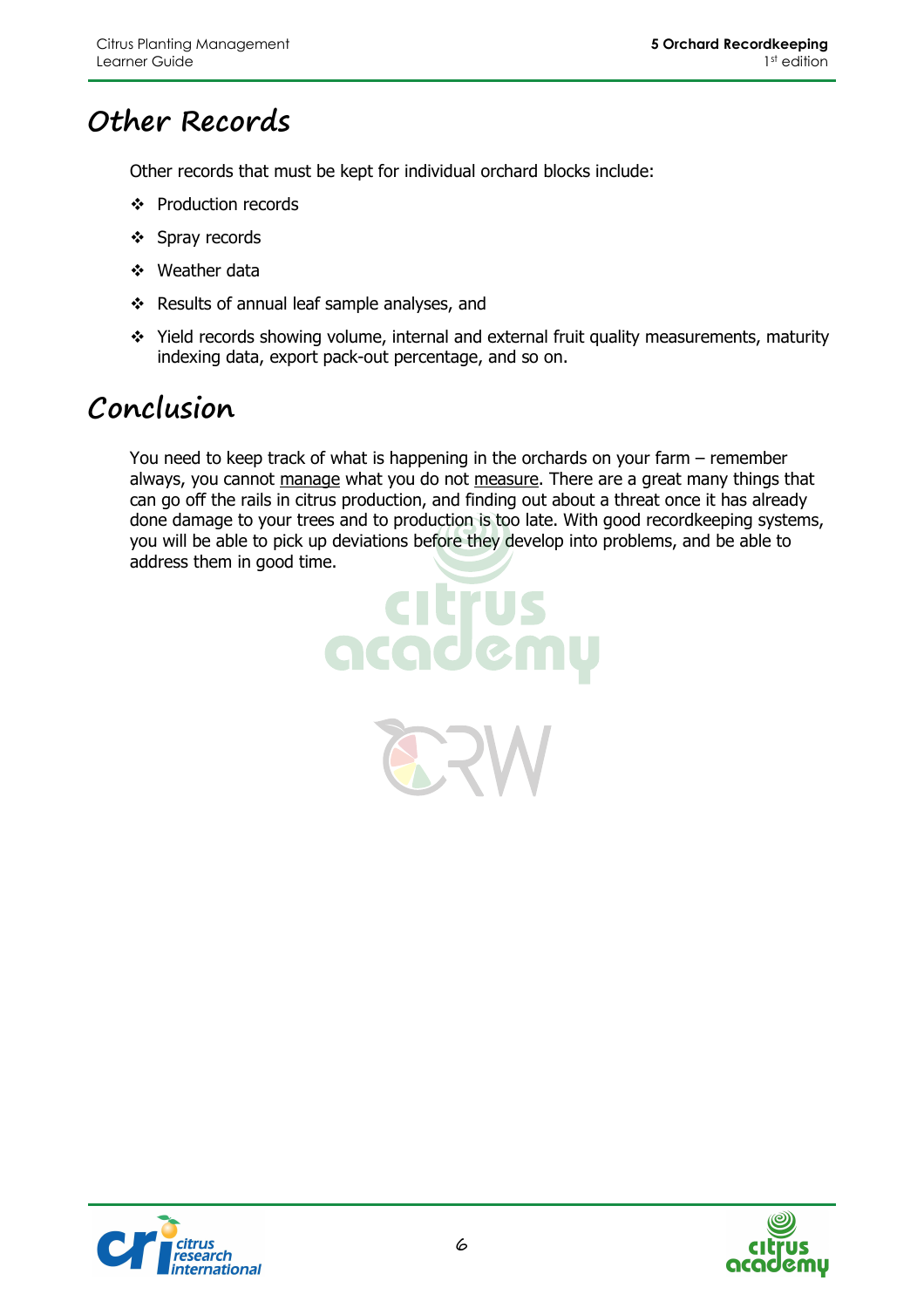## Other Records

Other records that must be kept for individual orchard blocks include:

- Production records
- Spray records
- Weather data
- Results of annual leaf sample analyses, and
- Yield records showing volume, internal and external fruit quality measurements, maturity indexing data, export pack-out percentage, and so on.

## Conclusion

You need to keep track of what is happening in the orchards on your farm – remember always, you cannot <u>manage</u> what you do not <u>measure</u>. There are a great many things that can go off the rails in citrus production, and finding out about a threat once it has already done damage to your trees and to production is too late. With good recordkeeping systems, you will be able to pick up deviations before they develop into problems, and be able to address them in good time.